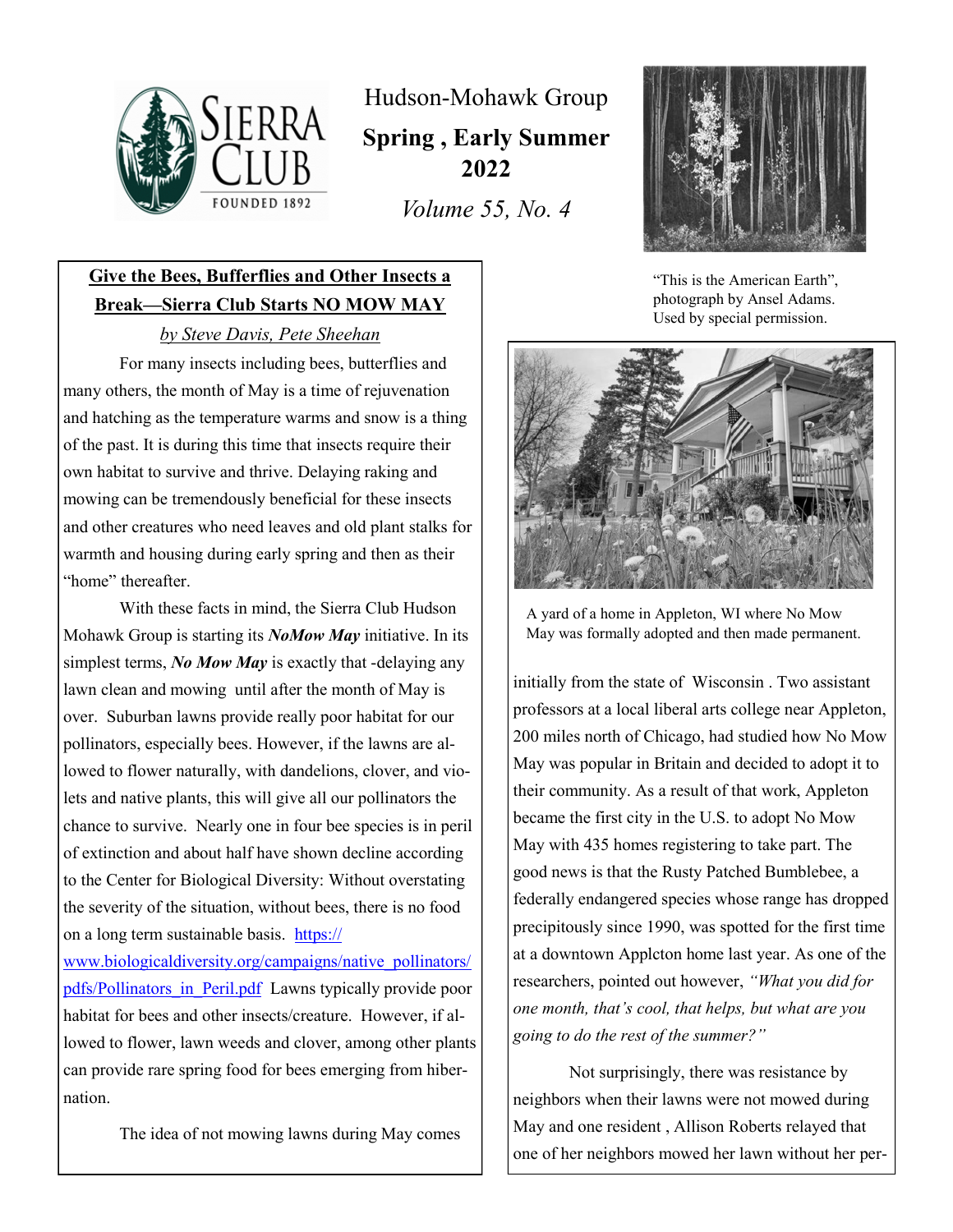# Hudson-Mohawk Group

**Spring , Early Summer 2022**

*Volume 55, No. 4*

"This is the American Earth", photograph by Ansel Adams. Used by special permission.

## Give the Bees, Bufferflies and Other Insects a Break—Sierra Club Starts NO MOW MAY

*by Steve Davis, Pete Sheehan*

For many insects including bees, butterflies and many others, the month of May is a time of rejuvenation and hatching as the temperature warms and snow is a thing of the past. It is during this time that insects require their own habitat to survive and thrive. Delaying raking and mowing can be tremendously beneficial for these insects and other creatures who need leaves and old plant stalks for warmth and housing during early spring and then as their "home" thereafter.

With these facts in mind, the Sierra Club Hudson Mohawk Group is starting its ***NoMow May*** initiative. In its simplest terms, ***No Mow May*** is exactly that -delaying any lawn clean and mowing until after the month of May is over. Suburban lawns provide really poor habitat for our pollinators, especially bees. However, if the lawns are allowed to flower naturally, with dandelions, clover, and violets and native plants, this will give all our pollinators the chance to survive. Nearly one in four bee species is in peril of extinction and about half have shown decline according to the Center for Biological Diversity: Without overstating the severity of the situation, without bees, there is no food on a long term sustainable basis. https://www.biologicaldiversity.org/campaigns/native_pollinators/pdfs/Pollinators_in_Peril.pdf Lawns typically provide poor habitat for bees and other insects/creature. However, if allowed to flower, lawn weeds and clover, among other plants can provide rare spring food for bees emerging from hibernation.

The idea of not mowing lawns during May comes initially from the state of Wisconsin . Two assistant professors at a local liberal arts college near Appleton, 200 miles north of Chicago, had studied how No Mow May was popular in Britain and decided to adopt it to their community. As a result of that work, Appleton became the first city in the U.S. to adopt No Mow May with 435 homes registering to take part. The good news is that the Rusty Patched Bumblebee, a federally endangered species whose range has dropped precipitously since 1990, was spotted for the first time at a downtown Applcton home last year. As one of the researchers, pointed out however, *"What you did for one month, that's cool, that helps, but what are you going to do the rest of the summer?"*

A yard of a home in Appleton, WI where No Mow May was formally adopted and then made permanent.

Not surprisingly, there was resistance by neighbors when their lawns were not mowed during May and one resident , Allison Roberts relayed that one of her neighbors mowed her lawn without her per-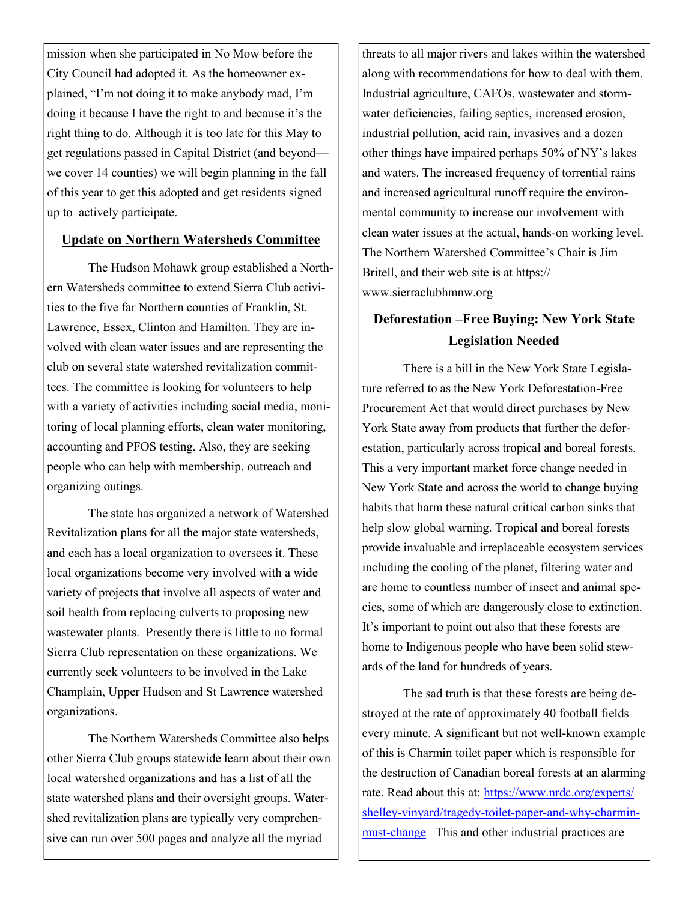mission when she participated in No Mow before the City Council had adopted it. As the homeowner explained, "I'm not doing it to make anybody mad, I'm doing it because I have the right to and because it's the right thing to do. Although it is too late for this May to get regulations passed in Capital District (and beyond—we cover 14 counties) we will begin planning in the fall of this year to get this adopted and get residents signed up to actively participate.

## Update on Northern Watersheds Committee

The Hudson Mohawk group established a Northern Watersheds committee to extend Sierra Club activities to the five far Northern counties of Franklin, St. Lawrence, Essex, Clinton and Hamilton. They are involved with clean water issues and are representing the club on several state watershed revitalization committees. The committee is looking for volunteers to help with a variety of activities including social media, monitoring of local planning efforts, clean water monitoring, accounting and PFOS testing. Also, they are seeking people who can help with membership, outreach and organizing outings.

The state has organized a network of Watershed Revitalization plans for all the major state watersheds, and each has a local organization to oversees it. These local organizations become very involved with a wide variety of projects that involve all aspects of water and soil health from replacing culverts to proposing new wastewater plants. Presently there is little to no formal Sierra Club representation on these organizations. We currently seek volunteers to be involved in the Lake Champlain, Upper Hudson and St Lawrence watershed organizations.

The Northern Watersheds Committee also helps other Sierra Club groups statewide learn about their own local watershed organizations and has a list of all the state watershed plans and their oversight groups. Watershed revitalization plans are typically very comprehensive can run over 500 pages and analyze all the myriad threats to all major rivers and lakes within the watershed along with recommendations for how to deal with them. Industrial agriculture, CAFOs, wastewater and stormwater deficiencies, failing septics, increased erosion, industrial pollution, acid rain, invasives and a dozen other things have impaired perhaps 50% of NY's lakes and waters. The increased frequency of torrential rains and increased agricultural runoff require the environmental community to increase our involvement with clean water issues at the actual, hands-on working level. The Northern Watershed Committee's Chair is Jim Britell, and their web site is at https://www.sierraclubhmnw.org

## Deforestation –Free Buying: New York State Legislation Needed

There is a bill in the New York State Legislature referred to as the New York Deforestation-Free Procurement Act that would direct purchases by New York State away from products that further the deforestation, particularly across tropical and boreal forests. This a very important market force change needed in New York State and across the world to change buying habits that harm these natural critical carbon sinks that help slow global warning. Tropical and boreal forests provide invaluable and irreplaceable ecosystem services including the cooling of the planet, filtering water and are home to countless number of insect and animal species, some of which are dangerously close to extinction. It's important to point out also that these forests are home to Indigenous people who have been solid stewards of the land for hundreds of years.

The sad truth is that these forests are being destroyed at the rate of approximately 40 football fields every minute. A significant but not well-known example of this is Charmin toilet paper which is responsible for the destruction of Canadian boreal forests at an alarming rate. Read about this at: https://www.nrdc.org/experts/shelley-vinyard/tragedy-toilet-paper-and-why-charmin-must-change This and other industrial practices are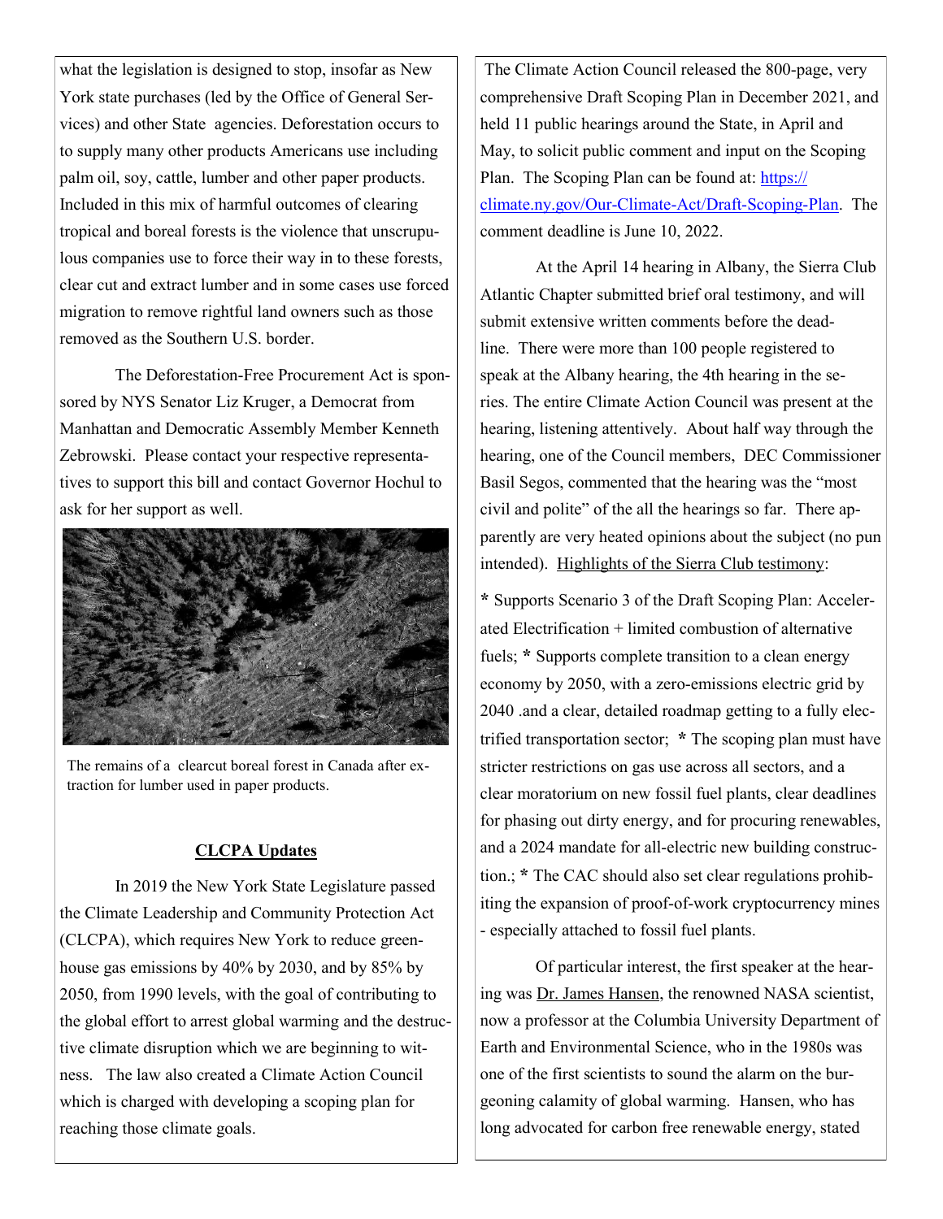what the legislation is designed to stop, insofar as New York state purchases (led by the Office of General Services) and other State agencies. Deforestation occurs to to supply many other products Americans use including palm oil, soy, cattle, lumber and other paper products. Included in this mix of harmful outcomes of clearing tropical and boreal forests is the violence that unscrupulous companies use to force their way in to these forests, clear cut and extract lumber and in some cases use forced migration to remove rightful land owners such as those removed as the Southern U.S. border.

The Deforestation-Free Procurement Act is sponsored by NYS Senator Liz Kruger, a Democrat from Manhattan and Democratic Assembly Member Kenneth Zebrowski. Please contact your respective representatives to support this bill and contact Governor Hochul to ask for her support as well.

The remains of a clearcut boreal forest in Canada after extraction for lumber used in paper products.

**CLCPA Updates**

In 2019 the New York State Legislature passed the Climate Leadership and Community Protection Act (CLCPA), which requires New York to reduce greenhouse gas emissions by 40% by 2030, and by 85% by 2050, from 1990 levels, with the goal of contributing to the global effort to arrest global warming and the destructive climate disruption which we are beginning to witness. The law also created a Climate Action Council which is charged with developing a scoping plan for reaching those climate goals.

The Climate Action Council released the 800-page, very comprehensive Draft Scoping Plan in December 2021, and held 11 public hearings around the State, in April and May, to solicit public comment and input on the Scoping Plan. The Scoping Plan can be found at: [https://climate.ny.gov/Our-Climate-Act/Draft-Scoping-Plan](https://climate.ny.gov/Our-Climate-Act/Draft-Scoping-Plan). The comment deadline is June 10, 2022.

At the April 14 hearing in Albany, the Sierra Club Atlantic Chapter submitted brief oral testimony, and will submit extensive written comments before the deadline. There were more than 100 people registered to speak at the Albany hearing, the 4th hearing in the series. The entire Climate Action Council was present at the hearing, listening attentively. About half way through the hearing, one of the Council members, DEC Commissioner Basil Segos, commented that the hearing was the "most civil and polite" of the all the hearings so far. There apparently are very heated opinions about the subject (no pun intended). Highlights of the Sierra Club testimony:

* Supports Scenario 3 of the Draft Scoping Plan: Accelerated Electrification + limited combustion of alternative fuels; * Supports complete transition to a clean energy economy by 2050, with a zero-emissions electric grid by 2040 .and a clear, detailed roadmap getting to a fully electrified transportation sector; * The scoping plan must have stricter restrictions on gas use across all sectors, and a clear moratorium on new fossil fuel plants, clear deadlines for phasing out dirty energy, and for procuring renewables, and a 2024 mandate for all-electric new building construction.; * The CAC should also set clear regulations prohibiting the expansion of proof-of-work cryptocurrency mines - especially attached to fossil fuel plants.

Of particular interest, the first speaker at the hearing was Dr. James Hansen, the renowned NASA scientist, now a professor at the Columbia University Department of Earth and Environmental Science, who in the 1980s was one of the first scientists to sound the alarm on the burgeoning calamity of global warming. Hansen, who has long advocated for carbon free renewable energy, stated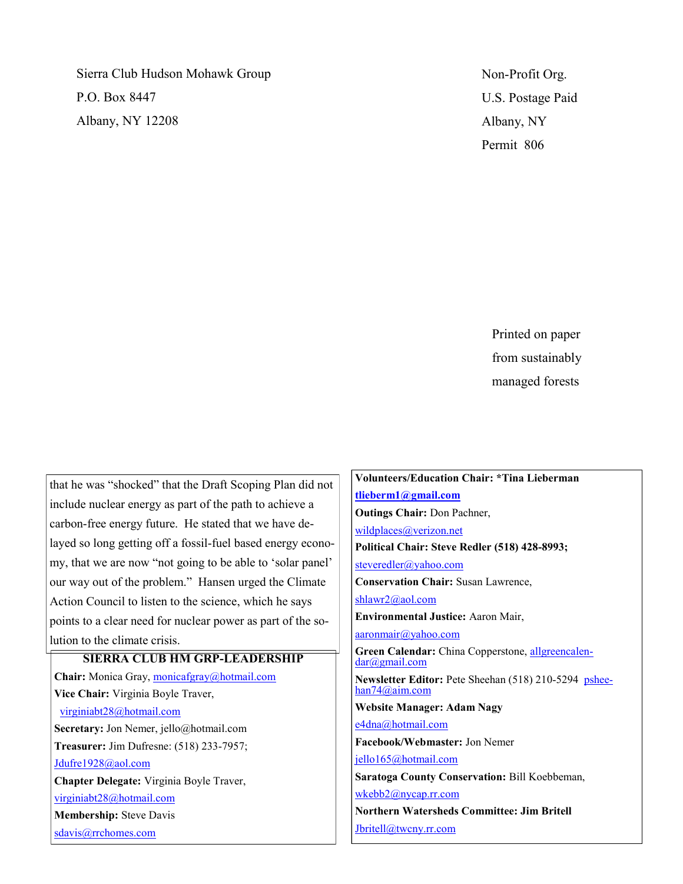Sierra Club Hudson Mohawk Group
P.O. Box 8447
Albany, NY 12208

Non-Profit Org.
U.S. Postage Paid
Albany, NY
Permit 806

Printed on paper
from sustainably
managed forests

that he was "shocked" that the Draft Scoping Plan did not include nuclear energy as part of the path to achieve a carbon-free energy future. He stated that we have delayed so long getting off a fossil-fuel based energy economy, that we are now "not going to be able to 'solar panel' our way out of the problem." Hansen urged the Climate Action Council to listen to the science, which he says points to a clear need for nuclear power as part of the solution to the climate crisis.

### SIERRA CLUB HM GRP-LEADERSHIP

**Chair:** Monica Gray, monicafgray@hotmail.com

**Vice Chair:** Virginia Boyle Traver, virginiabt28@hotmail.com

**Secretary:** Jon Nemer, jello@hotmail.com

**Treasurer:** Jim Dufresne: (518) 233-7957; Jdufre1928@aol.com

**Chapter Delegate:** Virginia Boyle Traver, virginiabt28@hotmail.com

**Membership:** Steve Davis sdavis@rrchomes.com

**Volunteers/Education Chair: *Tina Lieberman tlieberm1@gmail.com**

**Outings Chair:** Don Pachner, wildplaces@verizon.net

**Political Chair: Steve Redler (518) 428-8993;** steveredler@yahoo.com

**Conservation Chair:** Susan Lawrence, shlawr2@aol.com

**Environmental Justice:** Aaron Mair, aaronmair@yahoo.com

**Green Calendar:** China Copperstone, allgreencalendar@gmail.com

**Newsletter Editor:** Pete Sheehan (518) 210-5294 psheehan74@aim.com

**Website Manager: Adam Nagy** e4dna@hotmail.com

**Facebook/Webmaster:** Jon Nemer jello165@hotmail.com

**Saratoga County Conservation:** Bill Koebbeman, wkebb2@nycap.rr.com

**Northern Watersheds Committee: Jim Britell** Jbritell@twcny.rr.com